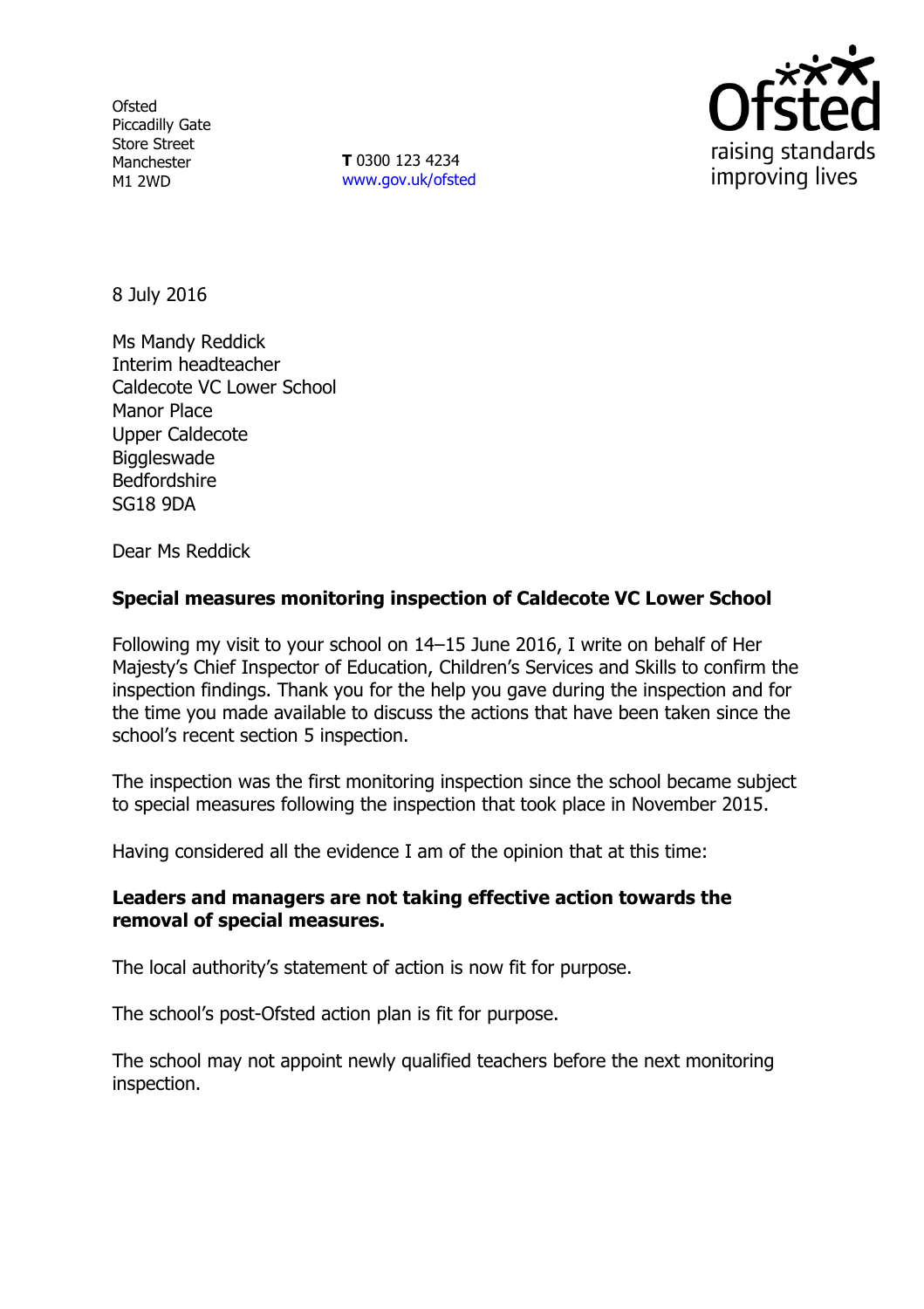Ofsted
Piccadilly Gate
Store Street
Manchester
M1 2WD

**T** 0300 123 4234
www.gov.uk/ofsted

8 July 2016

Ms Mandy Reddick
Interim headteacher
Caldecote VC Lower School
Manor Place
Upper Caldecote
Biggleswade
Bedfordshire
SG18 9DA

Dear Ms Reddick

**Special measures monitoring inspection of Caldecote VC Lower School**

Following my visit to your school on 14–15 June 2016, I write on behalf of Her Majesty's Chief Inspector of Education, Children's Services and Skills to confirm the inspection findings. Thank you for the help you gave during the inspection and for the time you made available to discuss the actions that have been taken since the school's recent section 5 inspection.

The inspection was the first monitoring inspection since the school became subject to special measures following the inspection that took place in November 2015.

Having considered all the evidence I am of the opinion that at this time:

**Leaders and managers are not taking effective action towards the removal of special measures.**

The local authority's statement of action is now fit for purpose.

The school's post-Ofsted action plan is fit for purpose.

The school may not appoint newly qualified teachers before the next monitoring inspection.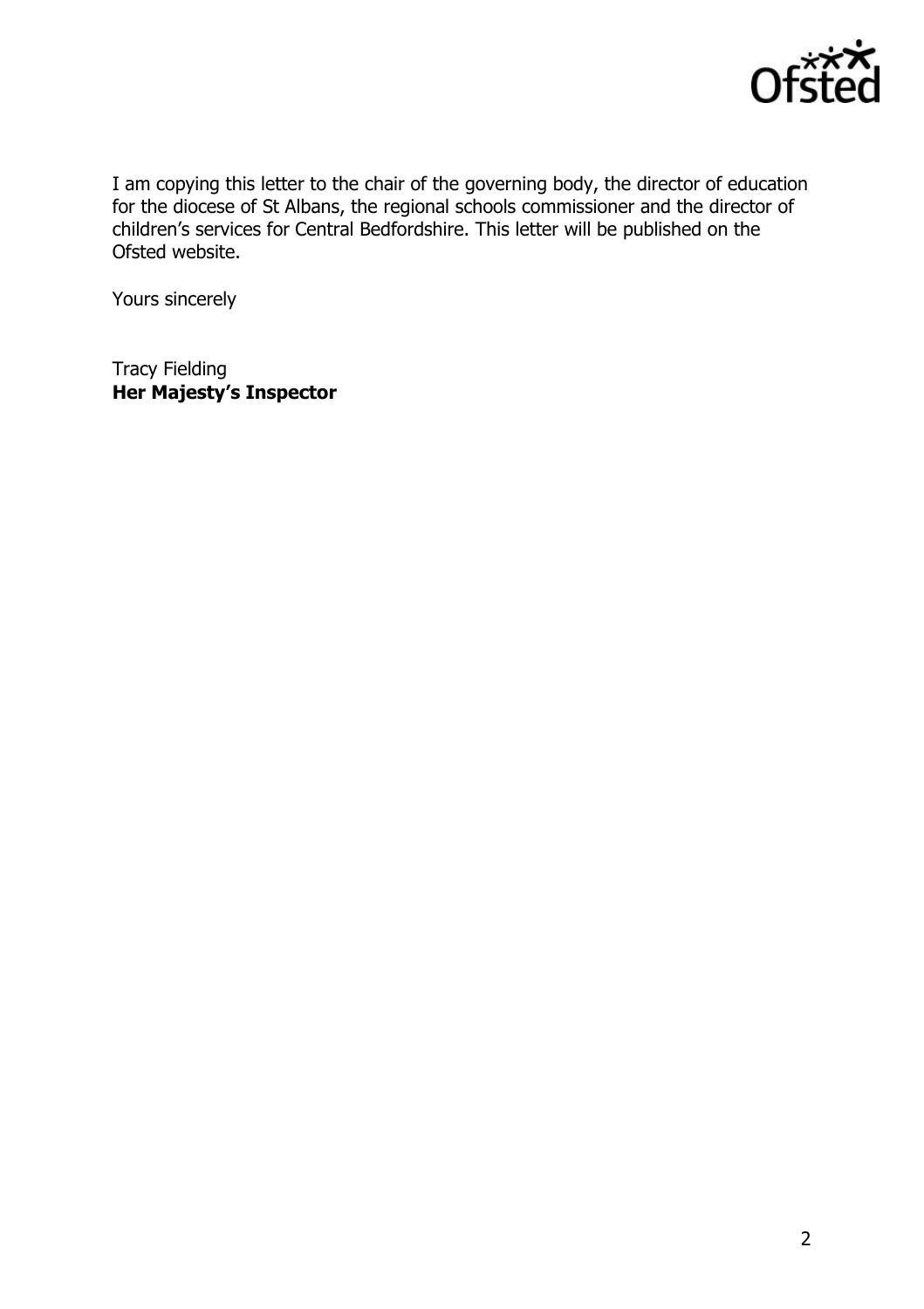I am copying this letter to the chair of the governing body, the director of education for the diocese of St Albans, the regional schools commissioner and the director of children's services for Central Bedfordshire. This letter will be published on the Ofsted website.

Yours sincerely

Tracy Fielding
**Her Majesty's Inspector**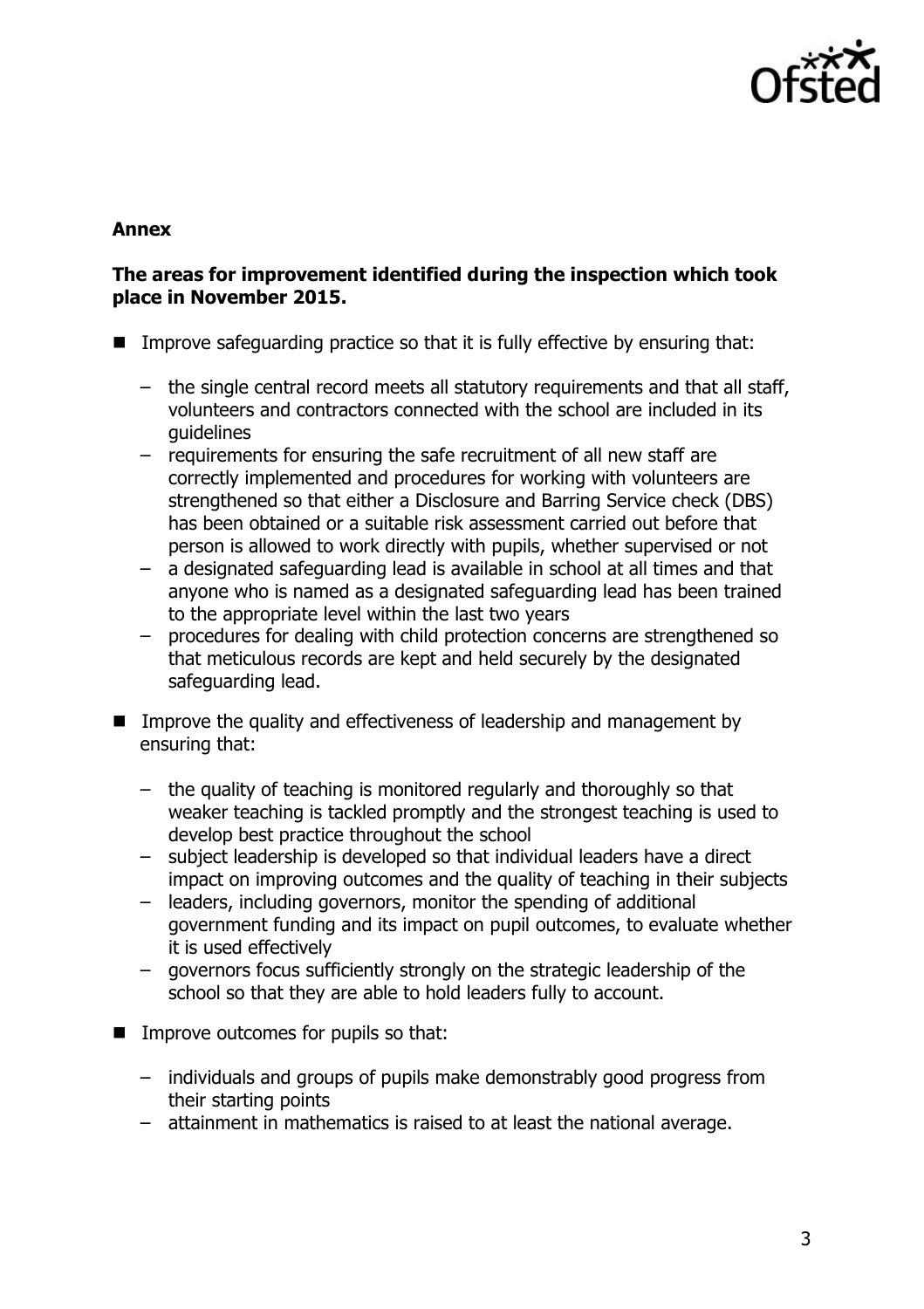**Annex**

**The areas for improvement identified during the inspection which took place in November 2015.**

- Improve safeguarding practice so that it is fully effective by ensuring that:
  - the single central record meets all statutory requirements and that all staff, volunteers and contractors connected with the school are included in its guidelines
  - requirements for ensuring the safe recruitment of all new staff are correctly implemented and procedures for working with volunteers are strengthened so that either a Disclosure and Barring Service check (DBS) has been obtained or a suitable risk assessment carried out before that person is allowed to work directly with pupils, whether supervised or not
  - a designated safeguarding lead is available in school at all times and that anyone who is named as a designated safeguarding lead has been trained to the appropriate level within the last two years
  - procedures for dealing with child protection concerns are strengthened so that meticulous records are kept and held securely by the designated safeguarding lead.
- Improve the quality and effectiveness of leadership and management by ensuring that:
  - the quality of teaching is monitored regularly and thoroughly so that weaker teaching is tackled promptly and the strongest teaching is used to develop best practice throughout the school
  - subject leadership is developed so that individual leaders have a direct impact on improving outcomes and the quality of teaching in their subjects
  - leaders, including governors, monitor the spending of additional government funding and its impact on pupil outcomes, to evaluate whether it is used effectively
  - governors focus sufficiently strongly on the strategic leadership of the school so that they are able to hold leaders fully to account.
- Improve outcomes for pupils so that:
  - individuals and groups of pupils make demonstrably good progress from their starting points
  - attainment in mathematics is raised to at least the national average.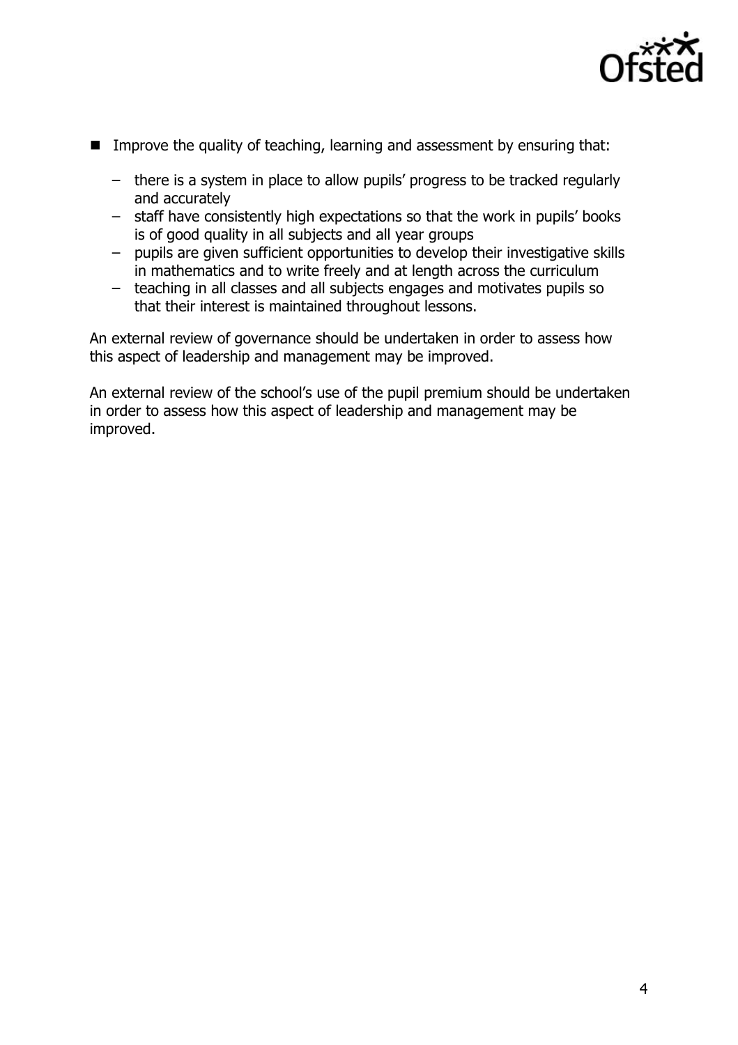- Improve the quality of teaching, learning and assessment by ensuring that:
  - there is a system in place to allow pupils' progress to be tracked regularly and accurately
  - staff have consistently high expectations so that the work in pupils' books is of good quality in all subjects and all year groups
  - pupils are given sufficient opportunities to develop their investigative skills in mathematics and to write freely and at length across the curriculum
  - teaching in all classes and all subjects engages and motivates pupils so that their interest is maintained throughout lessons.

An external review of governance should be undertaken in order to assess how this aspect of leadership and management may be improved.

An external review of the school's use of the pupil premium should be undertaken in order to assess how this aspect of leadership and management may be improved.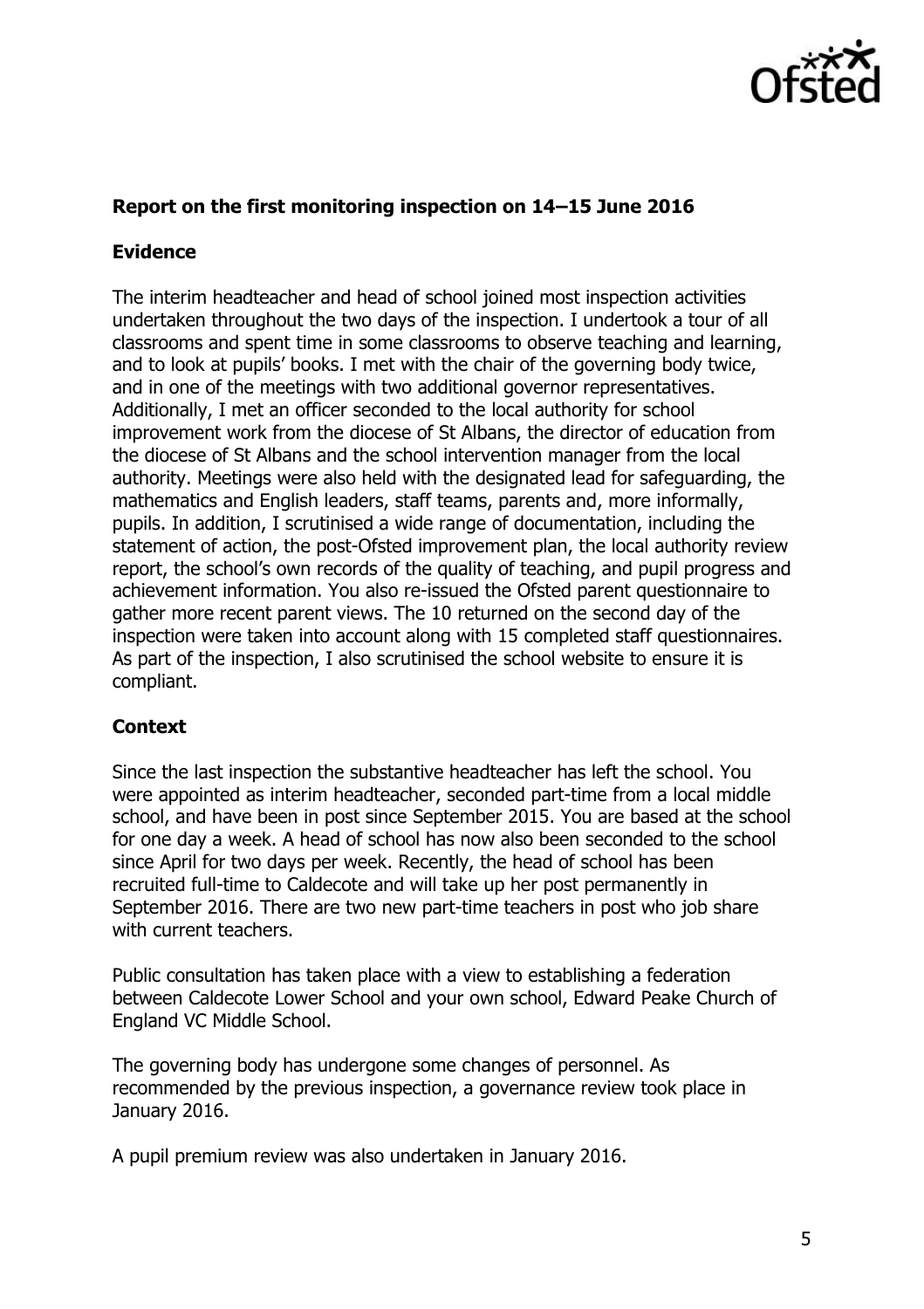**Report on the first monitoring inspection on 14–15 June 2016**

**Evidence**

The interim headteacher and head of school joined most inspection activities undertaken throughout the two days of the inspection. I undertook a tour of all classrooms and spent time in some classrooms to observe teaching and learning, and to look at pupils' books. I met with the chair of the governing body twice, and in one of the meetings with two additional governor representatives. Additionally, I met an officer seconded to the local authority for school improvement work from the diocese of St Albans, the director of education from the diocese of St Albans and the school intervention manager from the local authority. Meetings were also held with the designated lead for safeguarding, the mathematics and English leaders, staff teams, parents and, more informally, pupils. In addition, I scrutinised a wide range of documentation, including the statement of action, the post-Ofsted improvement plan, the local authority review report, the school's own records of the quality of teaching, and pupil progress and achievement information. You also re-issued the Ofsted parent questionnaire to gather more recent parent views. The 10 returned on the second day of the inspection were taken into account along with 15 completed staff questionnaires. As part of the inspection, I also scrutinised the school website to ensure it is compliant.

**Context**

Since the last inspection the substantive headteacher has left the school. You were appointed as interim headteacher, seconded part-time from a local middle school, and have been in post since September 2015. You are based at the school for one day a week. A head of school has now also been seconded to the school since April for two days per week. Recently, the head of school has been recruited full-time to Caldecote and will take up her post permanently in September 2016. There are two new part-time teachers in post who job share with current teachers.

Public consultation has taken place with a view to establishing a federation between Caldecote Lower School and your own school, Edward Peake Church of England VC Middle School.

The governing body has undergone some changes of personnel. As recommended by the previous inspection, a governance review took place in January 2016.

A pupil premium review was also undertaken in January 2016.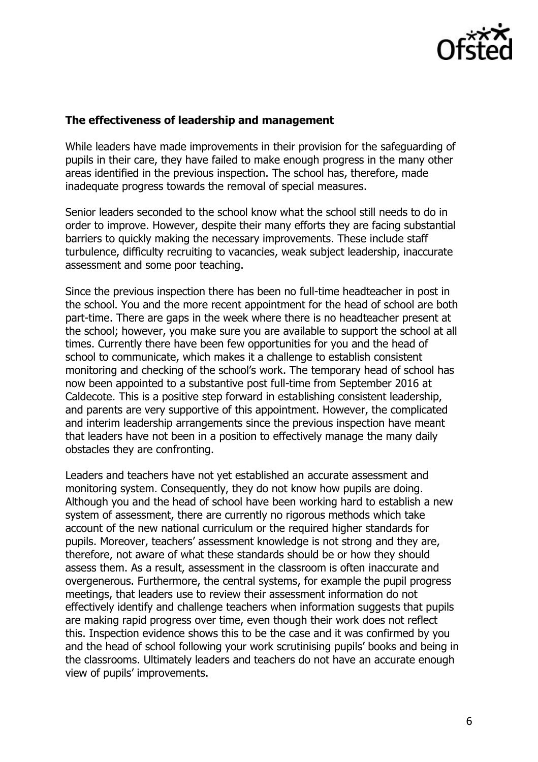**The effectiveness of leadership and management**

While leaders have made improvements in their provision for the safeguarding of pupils in their care, they have failed to make enough progress in the many other areas identified in the previous inspection. The school has, therefore, made inadequate progress towards the removal of special measures.

Senior leaders seconded to the school know what the school still needs to do in order to improve. However, despite their many efforts they are facing substantial barriers to quickly making the necessary improvements. These include staff turbulence, difficulty recruiting to vacancies, weak subject leadership, inaccurate assessment and some poor teaching.

Since the previous inspection there has been no full-time headteacher in post in the school. You and the more recent appointment for the head of school are both part-time. There are gaps in the week where there is no headteacher present at the school; however, you make sure you are available to support the school at all times. Currently there have been few opportunities for you and the head of school to communicate, which makes it a challenge to establish consistent monitoring and checking of the school's work. The temporary head of school has now been appointed to a substantive post full-time from September 2016 at Caldecote. This is a positive step forward in establishing consistent leadership, and parents are very supportive of this appointment. However, the complicated and interim leadership arrangements since the previous inspection have meant that leaders have not been in a position to effectively manage the many daily obstacles they are confronting.

Leaders and teachers have not yet established an accurate assessment and monitoring system. Consequently, they do not know how pupils are doing. Although you and the head of school have been working hard to establish a new system of assessment, there are currently no rigorous methods which take account of the new national curriculum or the required higher standards for pupils. Moreover, teachers' assessment knowledge is not strong and they are, therefore, not aware of what these standards should be or how they should assess them. As a result, assessment in the classroom is often inaccurate and overgenerous. Furthermore, the central systems, for example the pupil progress meetings, that leaders use to review their assessment information do not effectively identify and challenge teachers when information suggests that pupils are making rapid progress over time, even though their work does not reflect this. Inspection evidence shows this to be the case and it was confirmed by you and the head of school following your work scrutinising pupils' books and being in the classrooms. Ultimately leaders and teachers do not have an accurate enough view of pupils' improvements.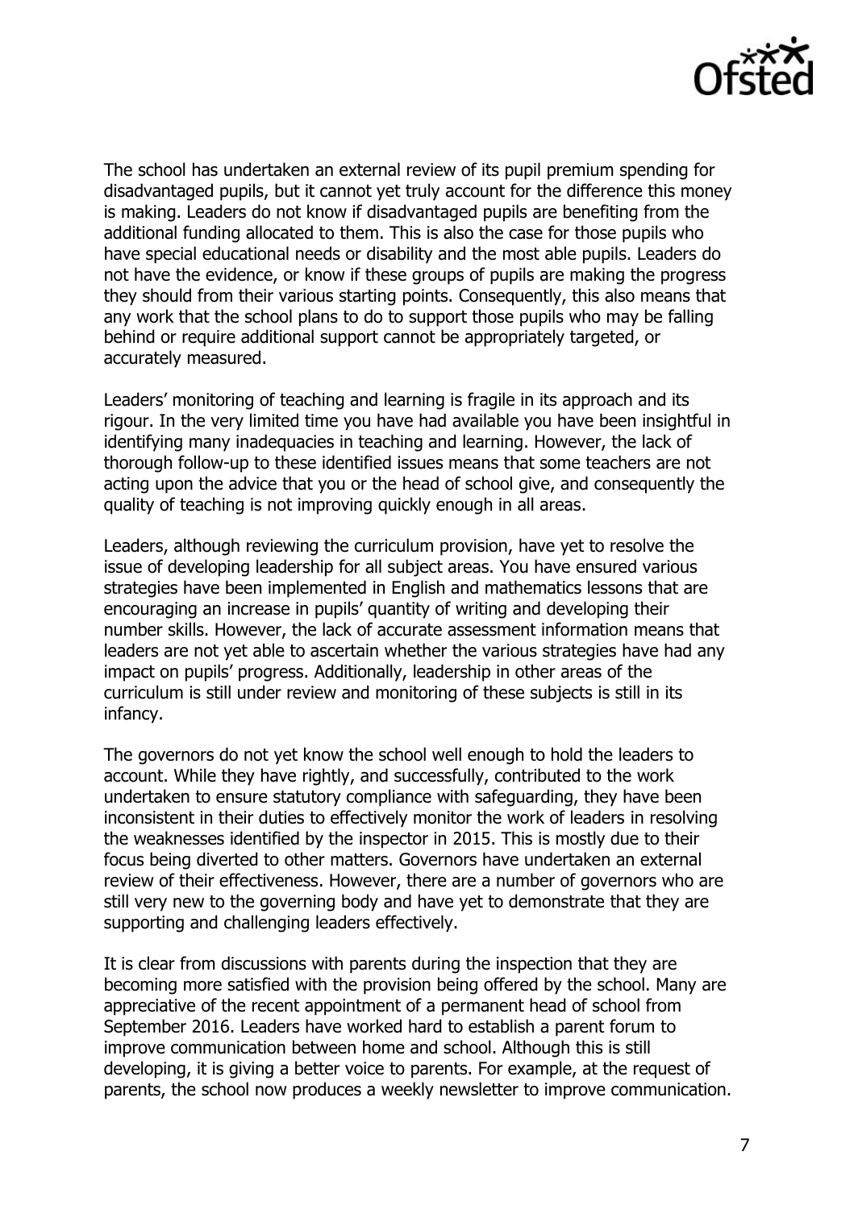The school has undertaken an external review of its pupil premium spending for disadvantaged pupils, but it cannot yet truly account for the difference this money is making. Leaders do not know if disadvantaged pupils are benefiting from the additional funding allocated to them. This is also the case for those pupils who have special educational needs or disability and the most able pupils. Leaders do not have the evidence, or know if these groups of pupils are making the progress they should from their various starting points. Consequently, this also means that any work that the school plans to do to support those pupils who may be falling behind or require additional support cannot be appropriately targeted, or accurately measured.

Leaders' monitoring of teaching and learning is fragile in its approach and its rigour. In the very limited time you have had available you have been insightful in identifying many inadequacies in teaching and learning. However, the lack of thorough follow-up to these identified issues means that some teachers are not acting upon the advice that you or the head of school give, and consequently the quality of teaching is not improving quickly enough in all areas.

Leaders, although reviewing the curriculum provision, have yet to resolve the issue of developing leadership for all subject areas. You have ensured various strategies have been implemented in English and mathematics lessons that are encouraging an increase in pupils' quantity of writing and developing their number skills. However, the lack of accurate assessment information means that leaders are not yet able to ascertain whether the various strategies have had any impact on pupils' progress. Additionally, leadership in other areas of the curriculum is still under review and monitoring of these subjects is still in its infancy.

The governors do not yet know the school well enough to hold the leaders to account. While they have rightly, and successfully, contributed to the work undertaken to ensure statutory compliance with safeguarding, they have been inconsistent in their duties to effectively monitor the work of leaders in resolving the weaknesses identified by the inspector in 2015. This is mostly due to their focus being diverted to other matters. Governors have undertaken an external review of their effectiveness. However, there are a number of governors who are still very new to the governing body and have yet to demonstrate that they are supporting and challenging leaders effectively.

It is clear from discussions with parents during the inspection that they are becoming more satisfied with the provision being offered by the school. Many are appreciative of the recent appointment of a permanent head of school from September 2016. Leaders have worked hard to establish a parent forum to improve communication between home and school. Although this is still developing, it is giving a better voice to parents. For example, at the request of parents, the school now produces a weekly newsletter to improve communication.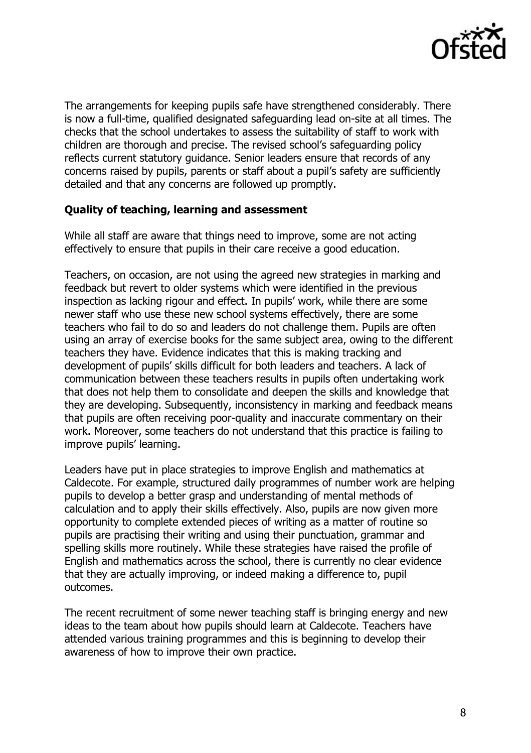The arrangements for keeping pupils safe have strengthened considerably. There is now a full-time, qualified designated safeguarding lead on-site at all times. The checks that the school undertakes to assess the suitability of staff to work with children are thorough and precise. The revised school's safeguarding policy reflects current statutory guidance. Senior leaders ensure that records of any concerns raised by pupils, parents or staff about a pupil's safety are sufficiently detailed and that any concerns are followed up promptly.

### Quality of teaching, learning and assessment

While all staff are aware that things need to improve, some are not acting effectively to ensure that pupils in their care receive a good education.

Teachers, on occasion, are not using the agreed new strategies in marking and feedback but revert to older systems which were identified in the previous inspection as lacking rigour and effect. In pupils' work, while there are some newer staff who use these new school systems effectively, there are some teachers who fail to do so and leaders do not challenge them. Pupils are often using an array of exercise books for the same subject area, owing to the different teachers they have. Evidence indicates that this is making tracking and development of pupils' skills difficult for both leaders and teachers. A lack of communication between these teachers results in pupils often undertaking work that does not help them to consolidate and deepen the skills and knowledge that they are developing. Subsequently, inconsistency in marking and feedback means that pupils are often receiving poor-quality and inaccurate commentary on their work. Moreover, some teachers do not understand that this practice is failing to improve pupils' learning.

Leaders have put in place strategies to improve English and mathematics at Caldecote. For example, structured daily programmes of number work are helping pupils to develop a better grasp and understanding of mental methods of calculation and to apply their skills effectively. Also, pupils are now given more opportunity to complete extended pieces of writing as a matter of routine so pupils are practising their writing and using their punctuation, grammar and spelling skills more routinely. While these strategies have raised the profile of English and mathematics across the school, there is currently no clear evidence that they are actually improving, or indeed making a difference to, pupil outcomes.

The recent recruitment of some newer teaching staff is bringing energy and new ideas to the team about how pupils should learn at Caldecote. Teachers have attended various training programmes and this is beginning to develop their awareness of how to improve their own practice.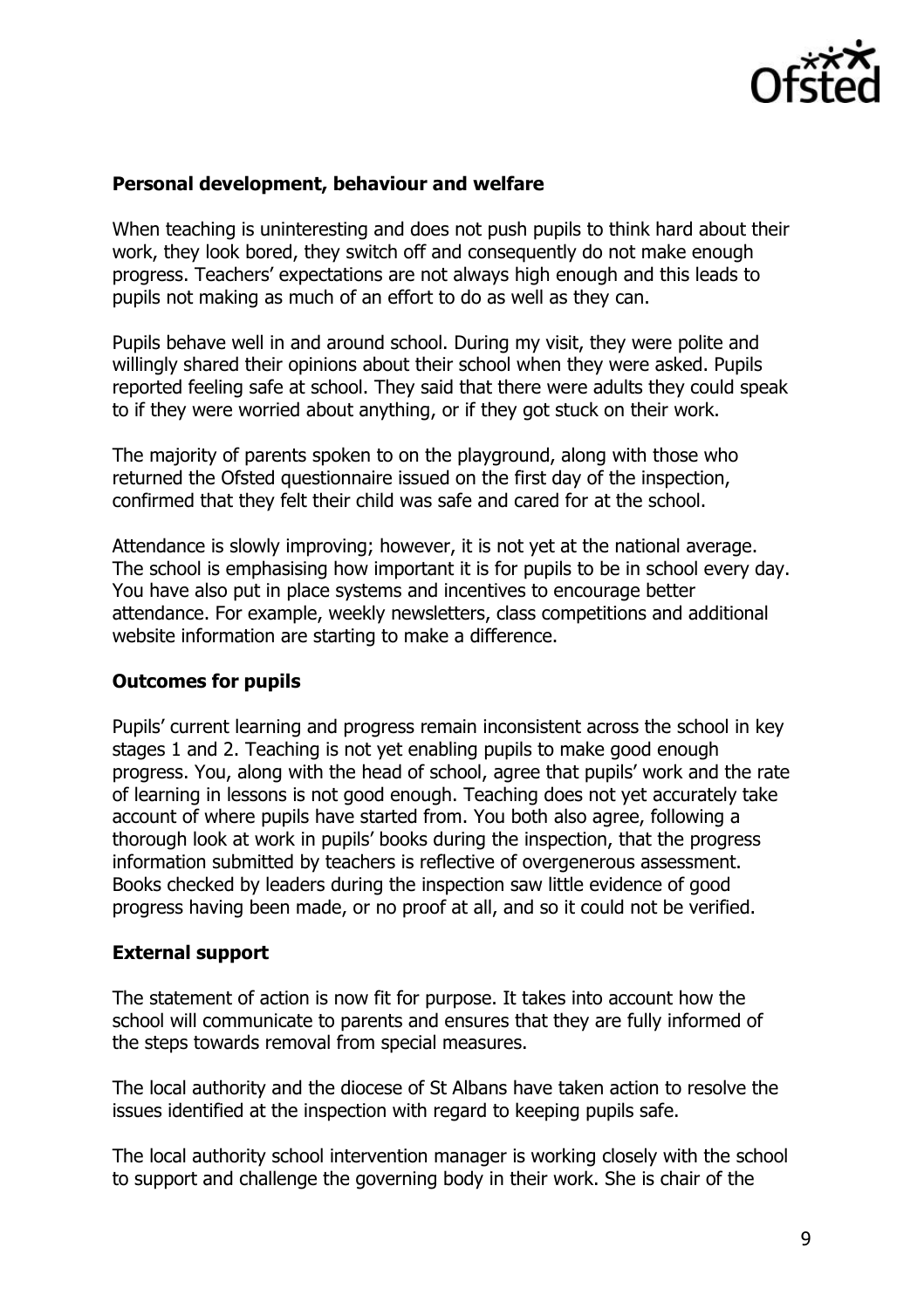**Personal development, behaviour and welfare**

When teaching is uninteresting and does not push pupils to think hard about their work, they look bored, they switch off and consequently do not make enough progress. Teachers' expectations are not always high enough and this leads to pupils not making as much of an effort to do as well as they can.

Pupils behave well in and around school. During my visit, they were polite and willingly shared their opinions about their school when they were asked. Pupils reported feeling safe at school. They said that there were adults they could speak to if they were worried about anything, or if they got stuck on their work.

The majority of parents spoken to on the playground, along with those who returned the Ofsted questionnaire issued on the first day of the inspection, confirmed that they felt their child was safe and cared for at the school.

Attendance is slowly improving; however, it is not yet at the national average. The school is emphasising how important it is for pupils to be in school every day. You have also put in place systems and incentives to encourage better attendance. For example, weekly newsletters, class competitions and additional website information are starting to make a difference.

**Outcomes for pupils**

Pupils' current learning and progress remain inconsistent across the school in key stages 1 and 2. Teaching is not yet enabling pupils to make good enough progress. You, along with the head of school, agree that pupils' work and the rate of learning in lessons is not good enough. Teaching does not yet accurately take account of where pupils have started from. You both also agree, following a thorough look at work in pupils' books during the inspection, that the progress information submitted by teachers is reflective of overgenerous assessment. Books checked by leaders during the inspection saw little evidence of good progress having been made, or no proof at all, and so it could not be verified.

**External support**

The statement of action is now fit for purpose. It takes into account how the school will communicate to parents and ensures that they are fully informed of the steps towards removal from special measures.

The local authority and the diocese of St Albans have taken action to resolve the issues identified at the inspection with regard to keeping pupils safe.

The local authority school intervention manager is working closely with the school to support and challenge the governing body in their work. She is chair of the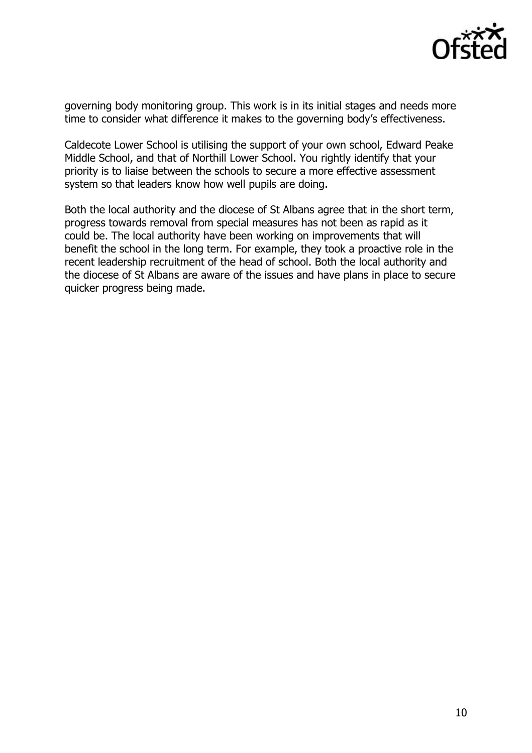governing body monitoring group. This work is in its initial stages and needs more time to consider what difference it makes to the governing body's effectiveness.

Caldecote Lower School is utilising the support of your own school, Edward Peake Middle School, and that of Northill Lower School. You rightly identify that your priority is to liaise between the schools to secure a more effective assessment system so that leaders know how well pupils are doing.

Both the local authority and the diocese of St Albans agree that in the short term, progress towards removal from special measures has not been as rapid as it could be. The local authority have been working on improvements that will benefit the school in the long term. For example, they took a proactive role in the recent leadership recruitment of the head of school. Both the local authority and the diocese of St Albans are aware of the issues and have plans in place to secure quicker progress being made.